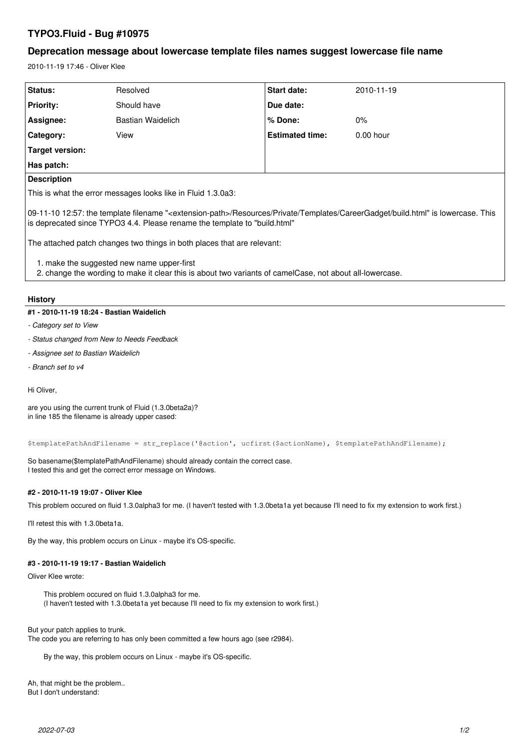# TYPO3.Fluid - Bug #10975

## Deprecation message about lowercase template files names suggest lowercase file name

2010-11-19 17:46 - Oliver Klee

| Status: | Resolved | Start date: | 2010-11-19 |
|---|---|---|---|
| Priority: | Should have | Due date: | |
| Assignee: | Bastian Waidelich | % Done: | 0% |
| Category: | View | Estimated time: | 0.00 hour |
| Target version: | | | |
| Has patch: | | | |

**Description**

This is what the error messages looks like in Fluid 1.3.0a3:

09-11-10 12:57: the template filename "<extension-path>/Resources/Private/Templates/CareerGadget/build.html" is lowercase. This is deprecated since TYPO3 4.4. Please rename the template to "build.html"

The attached patch changes two things in both places that are relevant:

1. make the suggested new name upper-first
2. change the wording to make it clear this is about two variants of camelCase, not about all-lowercase.

### History

#### #1 - 2010-11-19 18:24 - Bastian Waidelich

- *Category set to View*
- *Status changed from New to Needs Feedback*
- *Assignee set to Bastian Waidelich*
- *Branch set to v4*

Hi Oliver,

are you using the current trunk of Fluid (1.3.0beta2a)?
in line 185 the filename is already upper cased:

```
$templatePathAndFilename = str_replace('@action', ucfirst($actionName), $templatePathAndFilename);
```

So basename($templatePathAndFilename) should already contain the correct case.
I tested this and get the correct error message on Windows.

#### #2 - 2010-11-19 19:07 - Oliver Klee

This problem occured on fluid 1.3.0alpha3 for me. (I haven't tested with 1.3.0beta1a yet because I'll need to fix my extension to work first.)

I'll retest this with 1.3.0beta1a.

By the way, this problem occurs on Linux - maybe it's OS-specific.

#### #3 - 2010-11-19 19:17 - Bastian Waidelich

Oliver Klee wrote:

> This problem occured on fluid 1.3.0alpha3 for me.
> (I haven't tested with 1.3.0beta1a yet because I'll need to fix my extension to work first.)

But your patch applies to trunk.
The code you are referring to has only been committed a few hours ago (see r2984).

> By the way, this problem occurs on Linux - maybe it's OS-specific.

Ah, that might be the problem..
But I don't understand: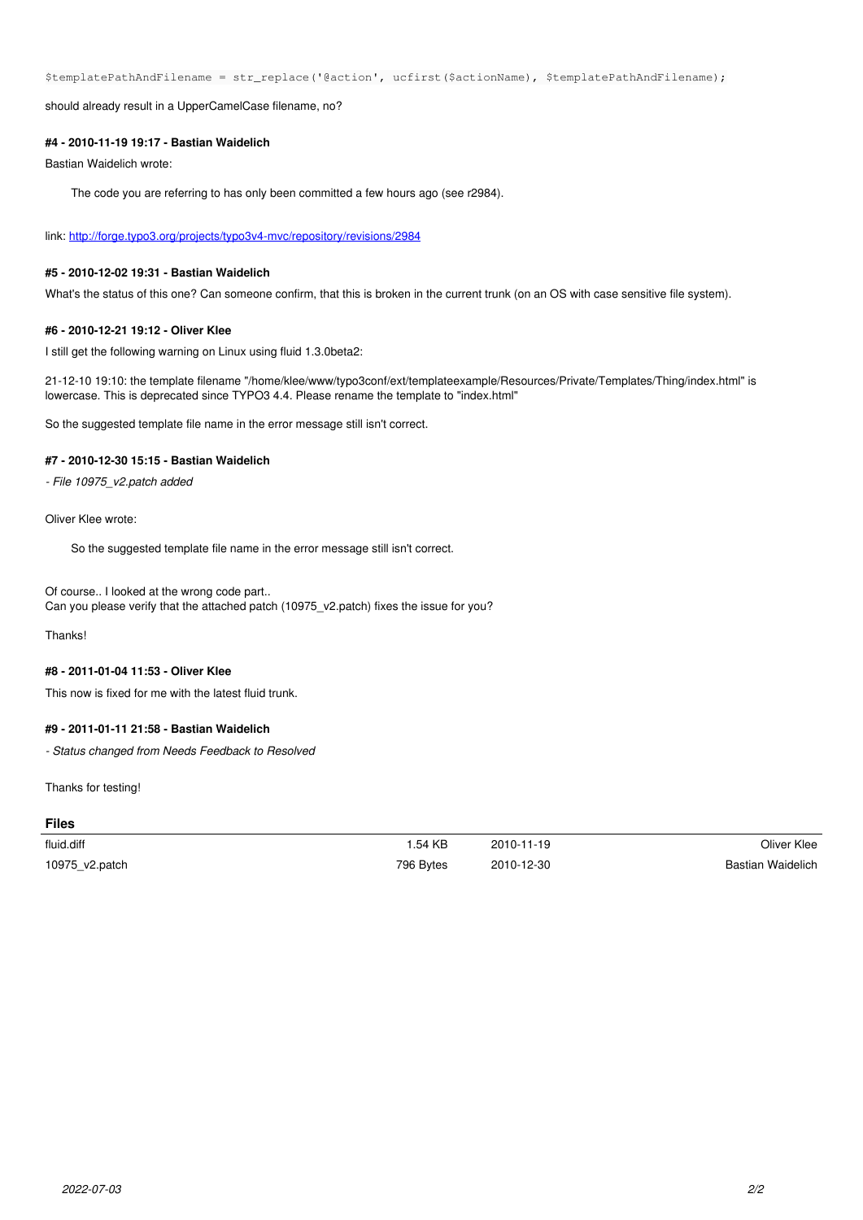```
$templatePathAndFilename = str_replace('@action', ucfirst($actionName), $templatePathAndFilename);
```

should already result in a UpperCamelCase filename, no?

#### #4 - 2010-11-19 19:17 - Bastian Waidelich

Bastian Waidelich wrote:

> The code you are referring to has only been committed a few hours ago (see r2984).

link: http://forge.typo3.org/projects/typo3v4-mvc/repository/revisions/2984

#### #5 - 2010-12-02 19:31 - Bastian Waidelich

What's the status of this one? Can someone confirm, that this is broken in the current trunk (on an OS with case sensitive file system).

#### #6 - 2010-12-21 19:12 - Oliver Klee

I still get the following warning on Linux using fluid 1.3.0beta2:

21-12-10 19:10: the template filename "/home/klee/www/typo3conf/ext/templateexample/Resources/Private/Templates/Thing/index.html" is lowercase. This is deprecated since TYPO3 4.4. Please rename the template to "index.html"

So the suggested template file name in the error message still isn't correct.

#### #7 - 2010-12-30 15:15 - Bastian Waidelich

*- File 10975_v2.patch added*

Oliver Klee wrote:

> So the suggested template file name in the error message still isn't correct.

Of course.. I looked at the wrong code part..
Can you please verify that the attached patch (10975_v2.patch) fixes the issue for you?

Thanks!

#### #8 - 2011-01-04 11:53 - Oliver Klee

This now is fixed for me with the latest fluid trunk.

#### #9 - 2011-01-11 21:58 - Bastian Waidelich

*- Status changed from Needs Feedback to Resolved*

Thanks for testing!

### Files

| | | | |
|---|---|---|---|
| fluid.diff | 1.54 KB | 2010-11-19 | Oliver Klee |
| 10975_v2.patch | 796 Bytes | 2010-12-30 | Bastian Waidelich |